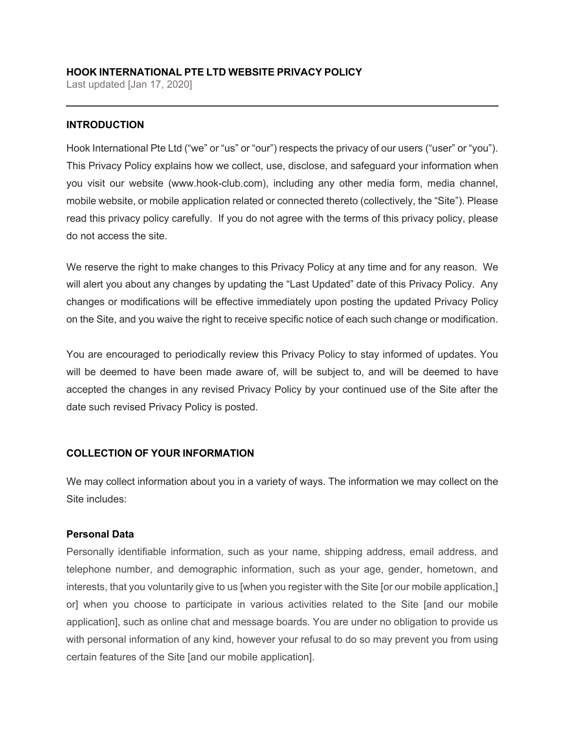# HOOK INTERNATIONAL PTE LTD WEBSITE PRIVACY POLICY

Last updated [Jan 17, 2020]

---

## INTRODUCTION

Hook International Pte Ltd ("we" or "us" or "our") respects the privacy of our users ("user" or "you"). This Privacy Policy explains how we collect, use, disclose, and safeguard your information when you visit our website (www.hook-club.com), including any other media form, media channel, mobile website, or mobile application related or connected thereto (collectively, the "Site"). Please read this privacy policy carefully. If you do not agree with the terms of this privacy policy, please do not access the site.

We reserve the right to make changes to this Privacy Policy at any time and for any reason. We will alert you about any changes by updating the "Last Updated" date of this Privacy Policy. Any changes or modifications will be effective immediately upon posting the updated Privacy Policy on the Site, and you waive the right to receive specific notice of each such change or modification.

You are encouraged to periodically review this Privacy Policy to stay informed of updates. You will be deemed to have been made aware of, will be subject to, and will be deemed to have accepted the changes in any revised Privacy Policy by your continued use of the Site after the date such revised Privacy Policy is posted.

## COLLECTION OF YOUR INFORMATION

We may collect information about you in a variety of ways. The information we may collect on the Site includes:

### Personal Data

Personally identifiable information, such as your name, shipping address, email address, and telephone number, and demographic information, such as your age, gender, hometown, and interests, that you voluntarily give to us [when you register with the Site [or our mobile application,] or] when you choose to participate in various activities related to the Site [and our mobile application], such as online chat and message boards. You are under no obligation to provide us with personal information of any kind, however your refusal to do so may prevent you from using certain features of the Site [and our mobile application].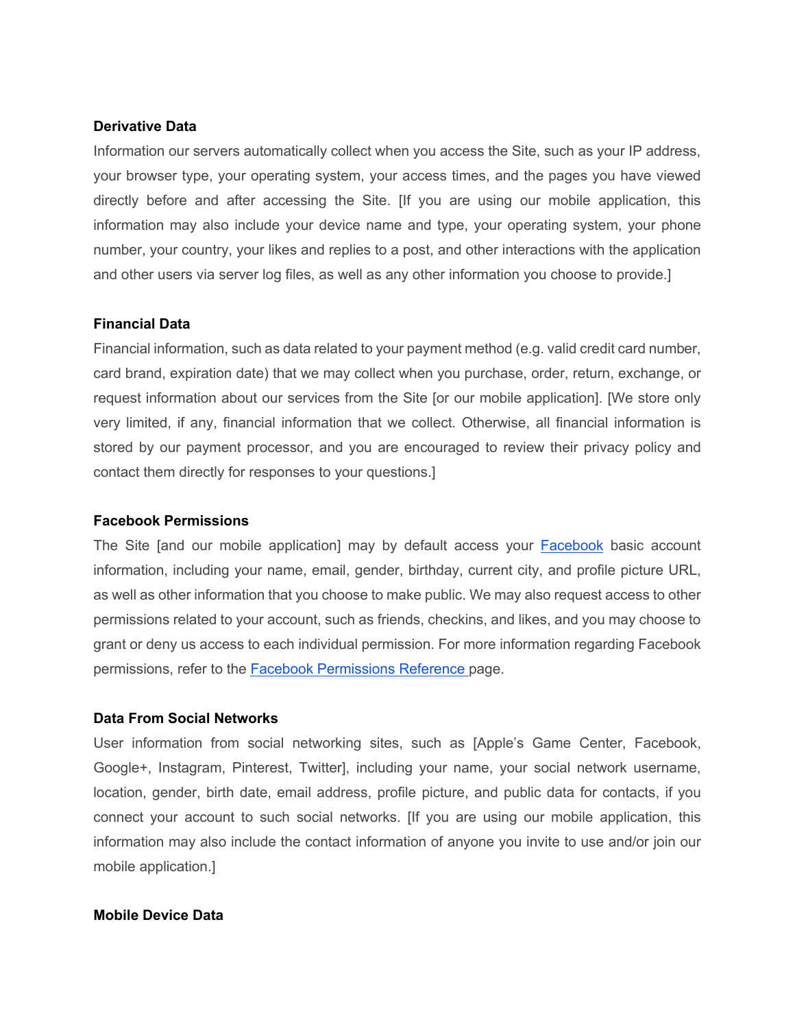**Derivative Data**

Information our servers automatically collect when you access the Site, such as your IP address, your browser type, your operating system, your access times, and the pages you have viewed directly before and after accessing the Site. [If you are using our mobile application, this information may also include your device name and type, your operating system, your phone number, your country, your likes and replies to a post, and other interactions with the application and other users via server log files, as well as any other information you choose to provide.]

**Financial Data**

Financial information, such as data related to your payment method (e.g. valid credit card number, card brand, expiration date) that we may collect when you purchase, order, return, exchange, or request information about our services from the Site [or our mobile application]. [We store only very limited, if any, financial information that we collect. Otherwise, all financial information is stored by our payment processor, and you are encouraged to review their privacy policy and contact them directly for responses to your questions.]

**Facebook Permissions**

The Site [and our mobile application] may by default access your [Facebook](Facebook) basic account information, including your name, email, gender, birthday, current city, and profile picture URL, as well as other information that you choose to make public. We may also request access to other permissions related to your account, such as friends, checkins, and likes, and you may choose to grant or deny us access to each individual permission. For more information regarding Facebook permissions, refer to the [Facebook Permissions Reference](Facebook Permissions Reference) page.

**Data From Social Networks**

User information from social networking sites, such as [Apple's Game Center, Facebook, Google+, Instagram, Pinterest, Twitter], including your name, your social network username, location, gender, birth date, email address, profile picture, and public data for contacts, if you connect your account to such social networks. [If you are using our mobile application, this information may also include the contact information of anyone you invite to use and/or join our mobile application.]

**Mobile Device Data**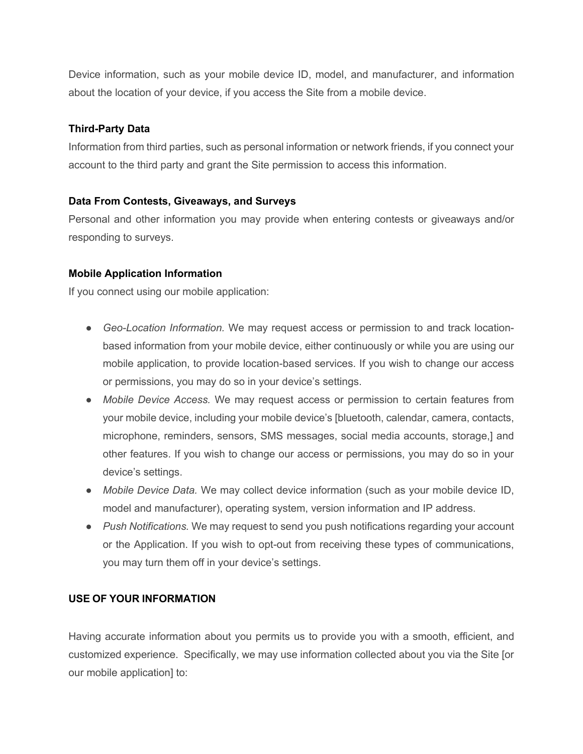Device information, such as your mobile device ID, model, and manufacturer, and information about the location of your device, if you access the Site from a mobile device.

**Third-Party Data**

Information from third parties, such as personal information or network friends, if you connect your account to the third party and grant the Site permission to access this information.

**Data From Contests, Giveaways, and Surveys**

Personal and other information you may provide when entering contests or giveaways and/or responding to surveys.

**Mobile Application Information**

If you connect using our mobile application:

- *Geo-Location Information.* We may request access or permission to and track location-based information from your mobile device, either continuously or while you are using our mobile application, to provide location-based services. If you wish to change our access or permissions, you may do so in your device's settings.
- *Mobile Device Access.* We may request access or permission to certain features from your mobile device, including your mobile device's [bluetooth, calendar, camera, contacts, microphone, reminders, sensors, SMS messages, social media accounts, storage,] and other features. If you wish to change our access or permissions, you may do so in your device's settings.
- *Mobile Device Data.* We may collect device information (such as your mobile device ID, model and manufacturer), operating system, version information and IP address.
- *Push Notifications.* We may request to send you push notifications regarding your account or the Application. If you wish to opt-out from receiving these types of communications, you may turn them off in your device's settings.

**USE OF YOUR INFORMATION**

Having accurate information about you permits us to provide you with a smooth, efficient, and customized experience. Specifically, we may use information collected about you via the Site [or our mobile application] to: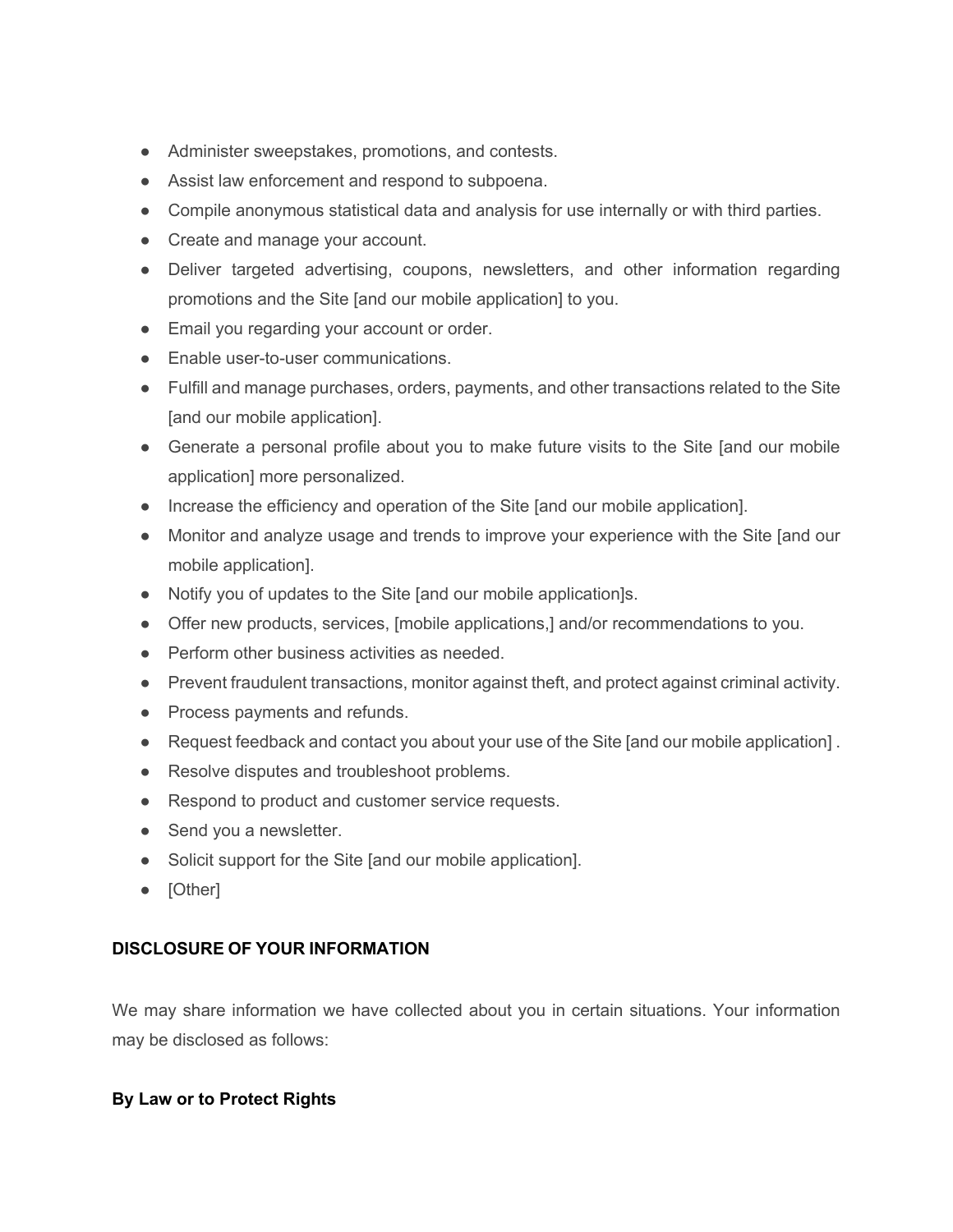- Administer sweepstakes, promotions, and contests.
- Assist law enforcement and respond to subpoena.
- Compile anonymous statistical data and analysis for use internally or with third parties.
- Create and manage your account.
- Deliver targeted advertising, coupons, newsletters, and other information regarding promotions and the Site [and our mobile application] to you.
- Email you regarding your account or order.
- Enable user-to-user communications.
- Fulfill and manage purchases, orders, payments, and other transactions related to the Site [and our mobile application].
- Generate a personal profile about you to make future visits to the Site [and our mobile application] more personalized.
- Increase the efficiency and operation of the Site [and our mobile application].
- Monitor and analyze usage and trends to improve your experience with the Site [and our mobile application].
- Notify you of updates to the Site [and our mobile application]s.
- Offer new products, services, [mobile applications,] and/or recommendations to you.
- Perform other business activities as needed.
- Prevent fraudulent transactions, monitor against theft, and protect against criminal activity.
- Process payments and refunds.
- Request feedback and contact you about your use of the Site [and our mobile application] .
- Resolve disputes and troubleshoot problems.
- Respond to product and customer service requests.
- Send you a newsletter.
- Solicit support for the Site [and our mobile application].
- [Other]

**DISCLOSURE OF YOUR INFORMATION**

We may share information we have collected about you in certain situations. Your information may be disclosed as follows:

**By Law or to Protect Rights**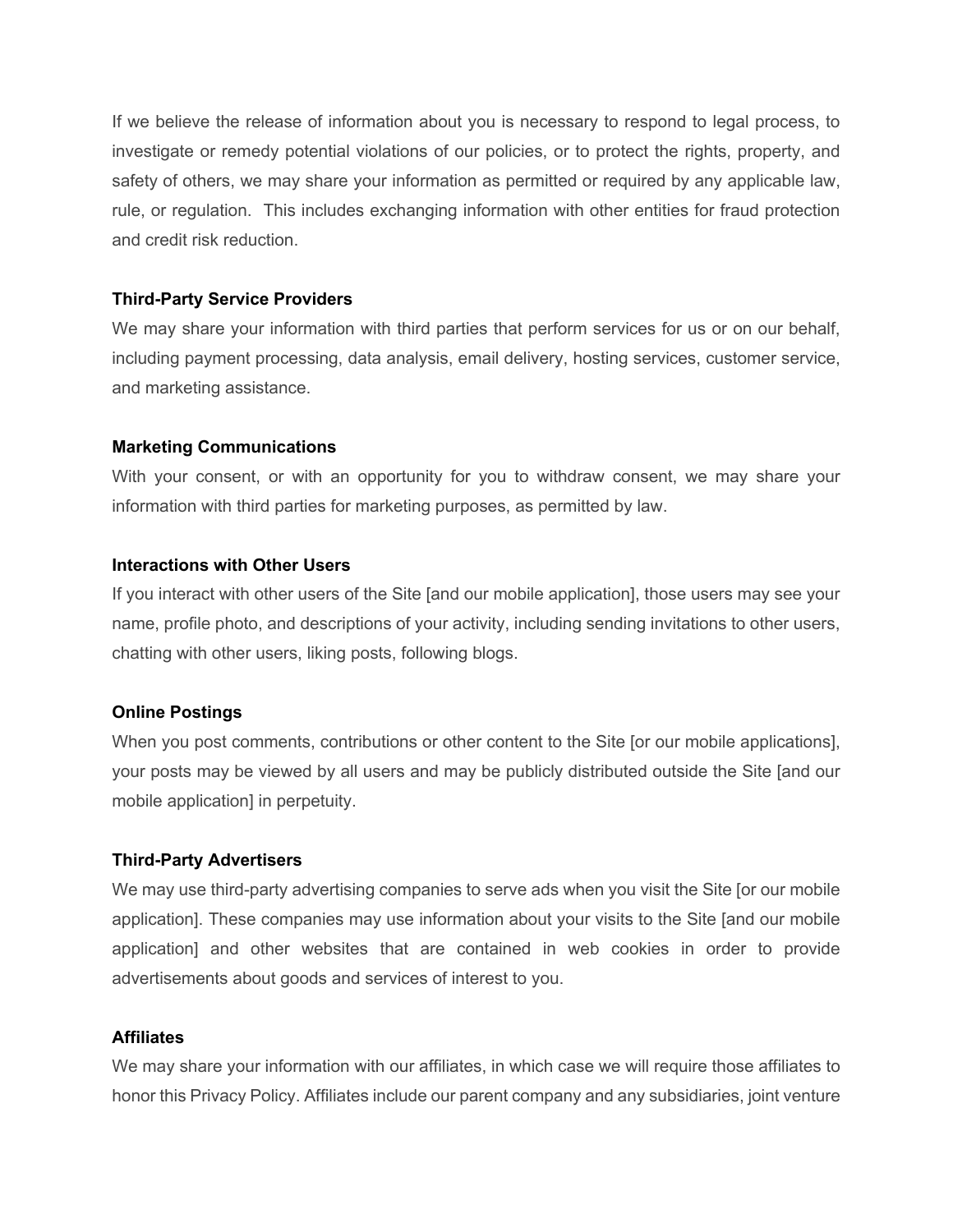If we believe the release of information about you is necessary to respond to legal process, to investigate or remedy potential violations of our policies, or to protect the rights, property, and safety of others, we may share your information as permitted or required by any applicable law, rule, or regulation.  This includes exchanging information with other entities for fraud protection and credit risk reduction.

**Third-Party Service Providers**

We may share your information with third parties that perform services for us or on our behalf, including payment processing, data analysis, email delivery, hosting services, customer service, and marketing assistance.

**Marketing Communications**

With your consent, or with an opportunity for you to withdraw consent, we may share your information with third parties for marketing purposes, as permitted by law.

**Interactions with Other Users**

If you interact with other users of the Site [and our mobile application], those users may see your name, profile photo, and descriptions of your activity, including sending invitations to other users, chatting with other users, liking posts, following blogs.

**Online Postings**

When you post comments, contributions or other content to the Site [or our mobile applications], your posts may be viewed by all users and may be publicly distributed outside the Site [and our mobile application] in perpetuity.

**Third-Party Advertisers**

We may use third-party advertising companies to serve ads when you visit the Site [or our mobile application]. These companies may use information about your visits to the Site [and our mobile application] and other websites that are contained in web cookies in order to provide advertisements about goods and services of interest to you.

**Affiliates**

We may share your information with our affiliates, in which case we will require those affiliates to honor this Privacy Policy. Affiliates include our parent company and any subsidiaries, joint venture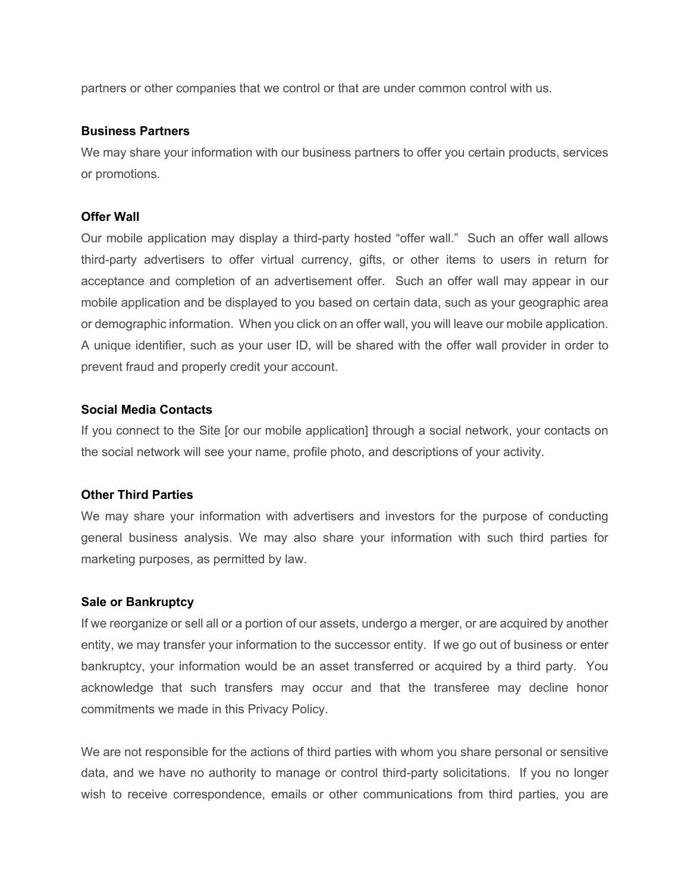partners or other companies that we control or that are under common control with us.

**Business Partners**

We may share your information with our business partners to offer you certain products, services or promotions.

**Offer Wall**

Our mobile application may display a third-party hosted "offer wall." Such an offer wall allows third-party advertisers to offer virtual currency, gifts, or other items to users in return for acceptance and completion of an advertisement offer. Such an offer wall may appear in our mobile application and be displayed to you based on certain data, such as your geographic area or demographic information. When you click on an offer wall, you will leave our mobile application. A unique identifier, such as your user ID, will be shared with the offer wall provider in order to prevent fraud and properly credit your account.

**Social Media Contacts**

If you connect to the Site [or our mobile application] through a social network, your contacts on the social network will see your name, profile photo, and descriptions of your activity.

**Other Third Parties**

We may share your information with advertisers and investors for the purpose of conducting general business analysis. We may also share your information with such third parties for marketing purposes, as permitted by law.

**Sale or Bankruptcy**

If we reorganize or sell all or a portion of our assets, undergo a merger, or are acquired by another entity, we may transfer your information to the successor entity. If we go out of business or enter bankruptcy, your information would be an asset transferred or acquired by a third party. You acknowledge that such transfers may occur and that the transferee may decline honor commitments we made in this Privacy Policy.

We are not responsible for the actions of third parties with whom you share personal or sensitive data, and we have no authority to manage or control third-party solicitations. If you no longer wish to receive correspondence, emails or other communications from third parties, you are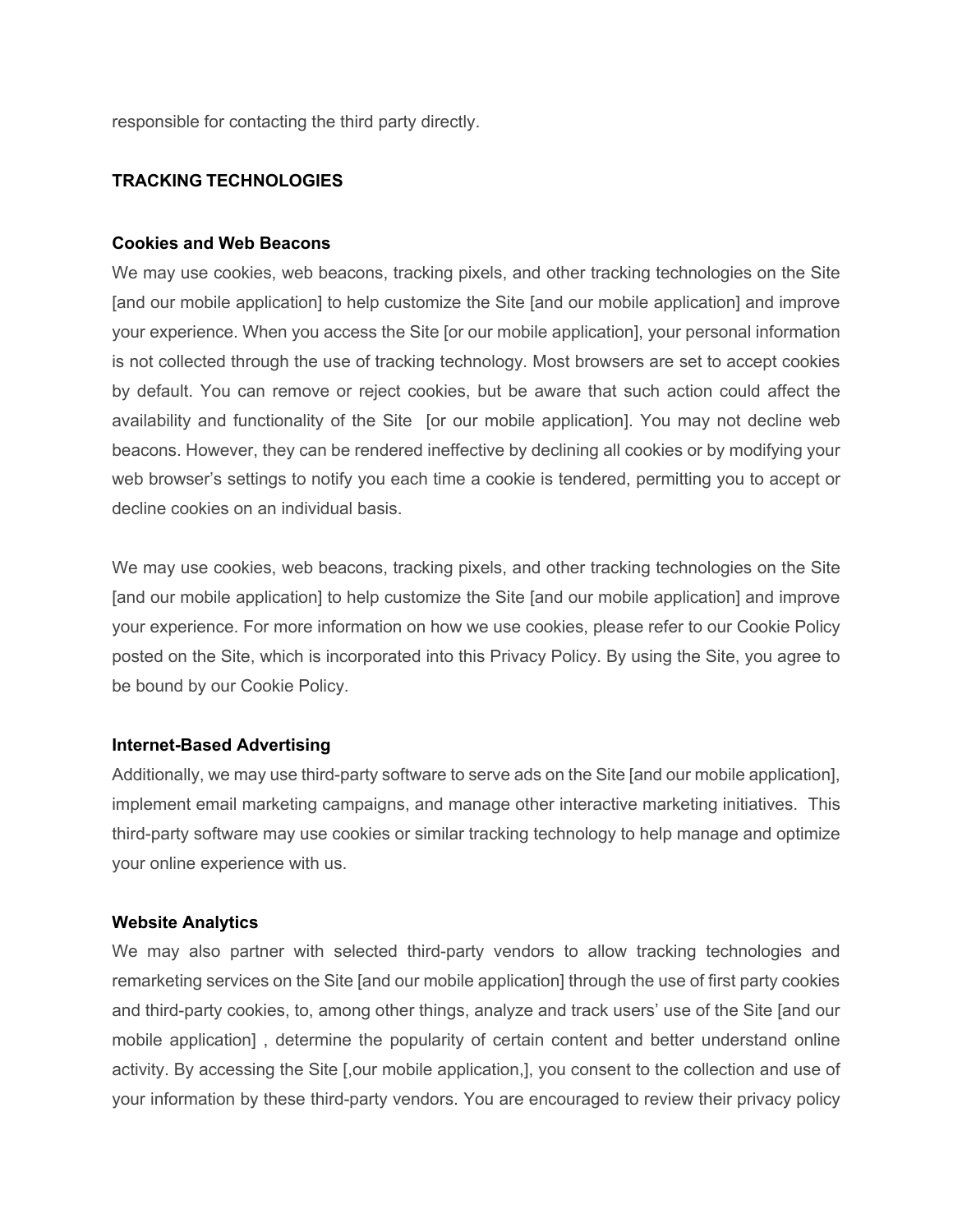responsible for contacting the third party directly.

## TRACKING TECHNOLOGIES

### Cookies and Web Beacons

We may use cookies, web beacons, tracking pixels, and other tracking technologies on the Site [and our mobile application] to help customize the Site [and our mobile application] and improve your experience. When you access the Site [or our mobile application], your personal information is not collected through the use of tracking technology. Most browsers are set to accept cookies by default. You can remove or reject cookies, but be aware that such action could affect the availability and functionality of the Site [or our mobile application]. You may not decline web beacons. However, they can be rendered ineffective by declining all cookies or by modifying your web browser's settings to notify you each time a cookie is tendered, permitting you to accept or decline cookies on an individual basis.

We may use cookies, web beacons, tracking pixels, and other tracking technologies on the Site [and our mobile application] to help customize the Site [and our mobile application] and improve your experience. For more information on how we use cookies, please refer to our Cookie Policy posted on the Site, which is incorporated into this Privacy Policy. By using the Site, you agree to be bound by our Cookie Policy.

### Internet-Based Advertising

Additionally, we may use third-party software to serve ads on the Site [and our mobile application], implement email marketing campaigns, and manage other interactive marketing initiatives. This third-party software may use cookies or similar tracking technology to help manage and optimize your online experience with us.

### Website Analytics

We may also partner with selected third-party vendors to allow tracking technologies and remarketing services on the Site [and our mobile application] through the use of first party cookies and third-party cookies, to, among other things, analyze and track users' use of the Site [and our mobile application] , determine the popularity of certain content and better understand online activity. By accessing the Site [,our mobile application,], you consent to the collection and use of your information by these third-party vendors. You are encouraged to review their privacy policy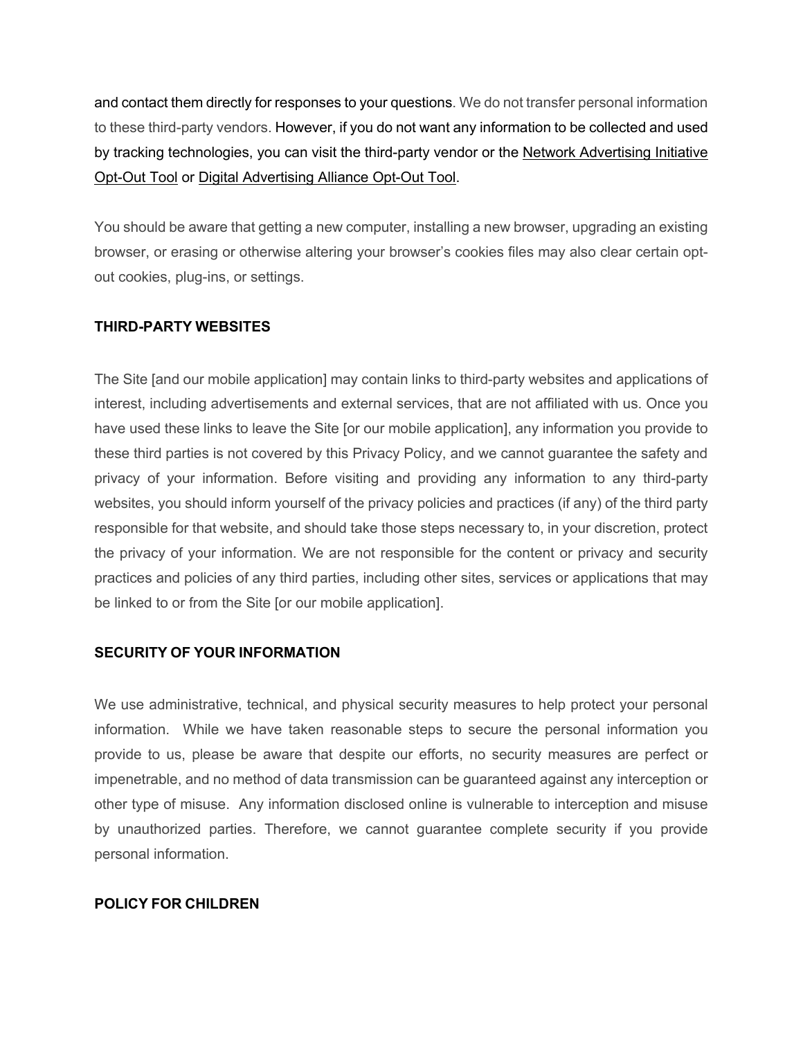and contact them directly for responses to your questions. We do not transfer personal information to these third-party vendors. However, if you do not want any information to be collected and used by tracking technologies, you can visit the third-party vendor or the Network Advertising Initiative Opt-Out Tool or Digital Advertising Alliance Opt-Out Tool.

You should be aware that getting a new computer, installing a new browser, upgrading an existing browser, or erasing or otherwise altering your browser's cookies files may also clear certain opt-out cookies, plug-ins, or settings.

## THIRD-PARTY WEBSITES

The Site [and our mobile application] may contain links to third-party websites and applications of interest, including advertisements and external services, that are not affiliated with us. Once you have used these links to leave the Site [or our mobile application], any information you provide to these third parties is not covered by this Privacy Policy, and we cannot guarantee the safety and privacy of your information. Before visiting and providing any information to any third-party websites, you should inform yourself of the privacy policies and practices (if any) of the third party responsible for that website, and should take those steps necessary to, in your discretion, protect the privacy of your information. We are not responsible for the content or privacy and security practices and policies of any third parties, including other sites, services or applications that may be linked to or from the Site [or our mobile application].

## SECURITY OF YOUR INFORMATION

We use administrative, technical, and physical security measures to help protect your personal information. While we have taken reasonable steps to secure the personal information you provide to us, please be aware that despite our efforts, no security measures are perfect or impenetrable, and no method of data transmission can be guaranteed against any interception or other type of misuse. Any information disclosed online is vulnerable to interception and misuse by unauthorized parties. Therefore, we cannot guarantee complete security if you provide personal information.

## POLICY FOR CHILDREN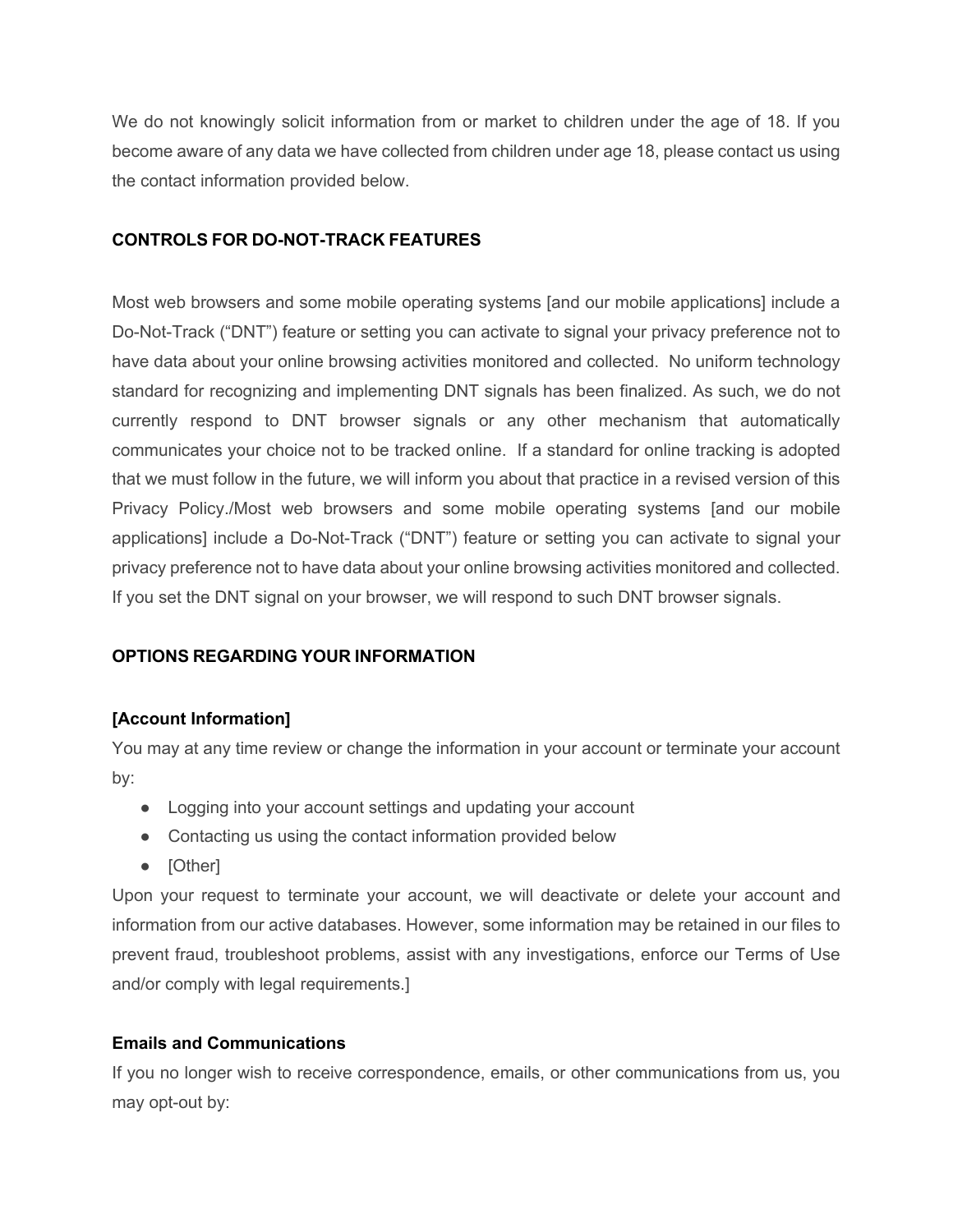We do not knowingly solicit information from or market to children under the age of 18. If you become aware of any data we have collected from children under age 18, please contact us using the contact information provided below.

**CONTROLS FOR DO-NOT-TRACK FEATURES**

Most web browsers and some mobile operating systems [and our mobile applications] include a Do-Not-Track ("DNT") feature or setting you can activate to signal your privacy preference not to have data about your online browsing activities monitored and collected. No uniform technology standard for recognizing and implementing DNT signals has been finalized. As such, we do not currently respond to DNT browser signals or any other mechanism that automatically communicates your choice not to be tracked online. If a standard for online tracking is adopted that we must follow in the future, we will inform you about that practice in a revised version of this Privacy Policy./Most web browsers and some mobile operating systems [and our mobile applications] include a Do-Not-Track ("DNT") feature or setting you can activate to signal your privacy preference not to have data about your online browsing activities monitored and collected. If you set the DNT signal on your browser, we will respond to such DNT browser signals.

**OPTIONS REGARDING YOUR INFORMATION**

**[Account Information]**

You may at any time review or change the information in your account or terminate your account by:

- Logging into your account settings and updating your account
- Contacting us using the contact information provided below
- [Other]

Upon your request to terminate your account, we will deactivate or delete your account and information from our active databases. However, some information may be retained in our files to prevent fraud, troubleshoot problems, assist with any investigations, enforce our Terms of Use and/or comply with legal requirements.]

**Emails and Communications**

If you no longer wish to receive correspondence, emails, or other communications from us, you may opt-out by: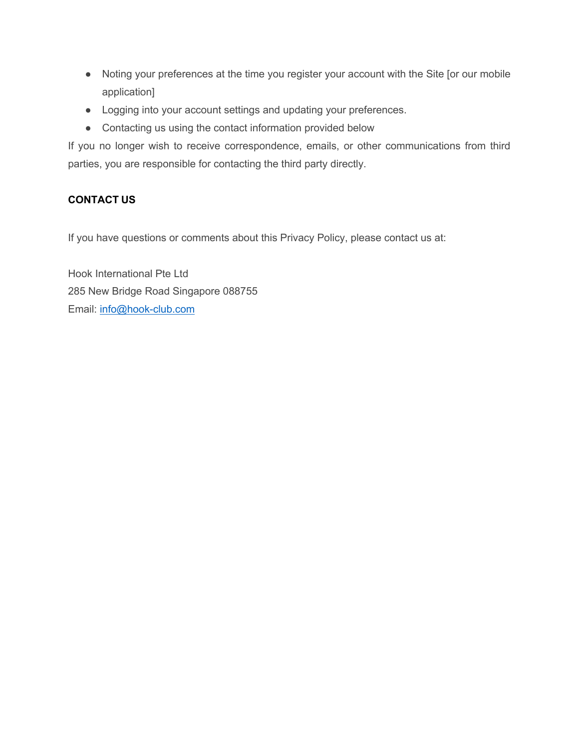- Noting your preferences at the time you register your account with the Site [or our mobile application]
- Logging into your account settings and updating your preferences.
- Contacting us using the contact information provided below

If you no longer wish to receive correspondence, emails, or other communications from third parties, you are responsible for contacting the third party directly.

**CONTACT US**

If you have questions or comments about this Privacy Policy, please contact us at:

Hook International Pte Ltd
285 New Bridge Road Singapore 088755
Email: info@hook-club.com